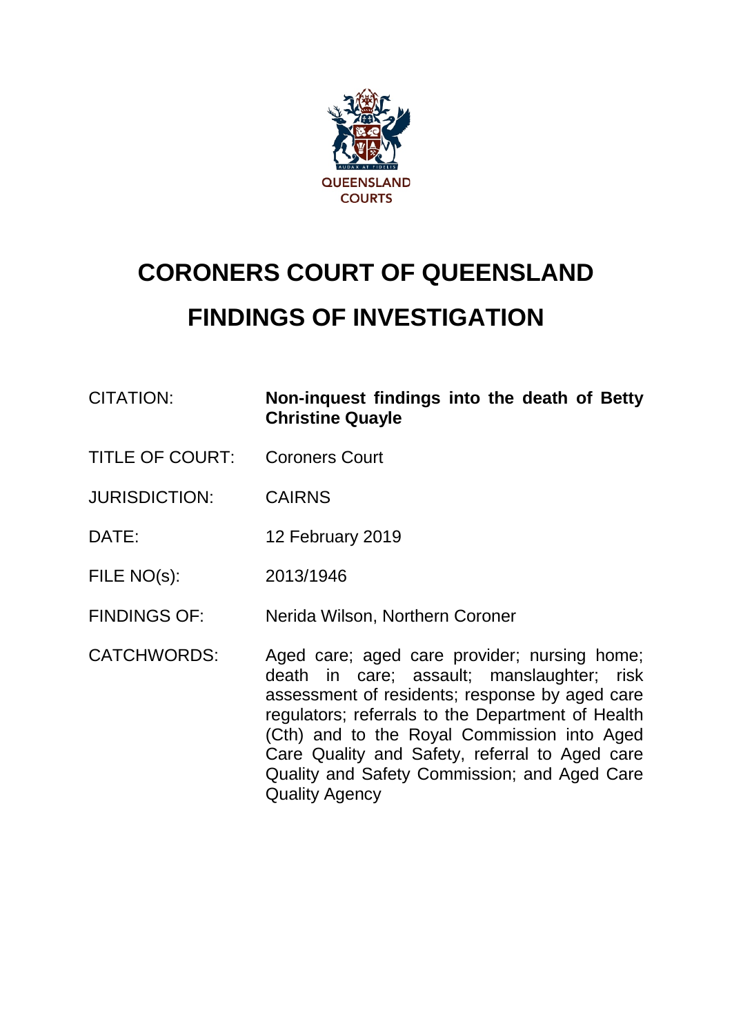QUEENSLAND COURTS

# CORONERS COURT OF QUEENSLAND

# FINDINGS OF INVESTIGATION

| | |
|---|---|
| CITATION: | **Non-inquest findings into the death of Betty Christine Quayle** |
| TITLE OF COURT: | Coroners Court |
| JURISDICTION: | CAIRNS |
| DATE: | 12 February 2019 |
| FILE NO(s): | 2013/1946 |
| FINDINGS OF: | Nerida Wilson, Northern Coroner |
| CATCHWORDS: | Aged care; aged care provider; nursing home; death in care; assault; manslaughter; risk assessment of residents; response by aged care regulators; referrals to the Department of Health (Cth) and to the Royal Commission into Aged Care Quality and Safety, referral to Aged care Quality and Safety Commission; and Aged Care Quality Agency |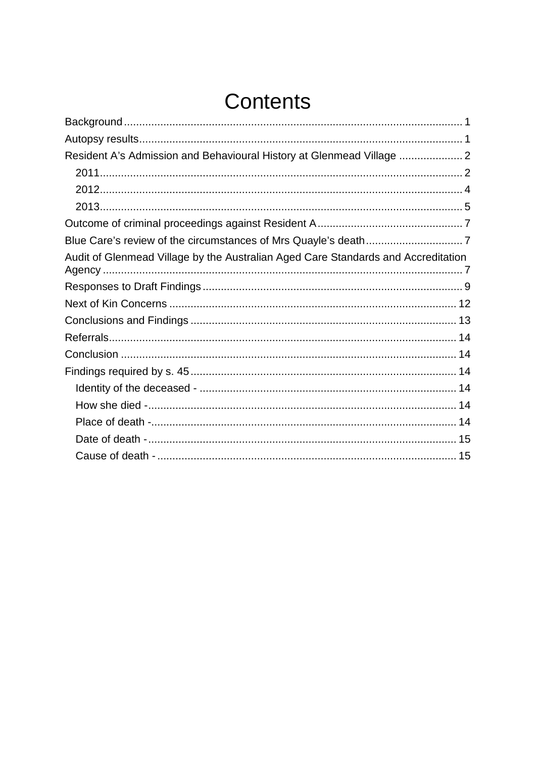# Contents

Background ............................................................................................................... 1
Autopsy results .......................................................................................................... 1
Resident A's Admission and Behavioural History at Glenmead Village ..................... 2
  2011 ....................................................................................................................... 2
  2012 ....................................................................................................................... 4
  2013 ....................................................................................................................... 5
Outcome of criminal proceedings against Resident A ................................................ 7
Blue Care's review of the circumstances of Mrs Quayle's death ................................ 7
Audit of Glenmead Village by the Australian Aged Care Standards and Accreditation Agency ..................................................................................................................... 7
Responses to Draft Findings ...................................................................................... 9
Next of Kin Concerns ............................................................................................... 12
Conclusions and Findings ........................................................................................ 13
Referrals ................................................................................................................... 14
Conclusion ............................................................................................................... 14
Findings required by s. 45 ........................................................................................ 14
  Identity of the deceased - ..................................................................................... 14
  How she died - ...................................................................................................... 14
  Place of death - ..................................................................................................... 14
  Date of death - ...................................................................................................... 15
  Cause of death - ................................................................................................... 15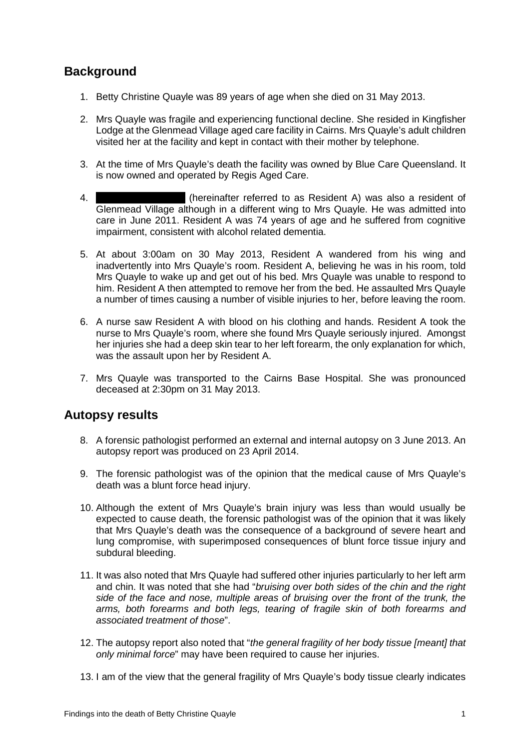## Background

1. Betty Christine Quayle was 89 years of age when she died on 31 May 2013.

2. Mrs Quayle was fragile and experiencing functional decline. She resided in Kingfisher Lodge at the Glenmead Village aged care facility in Cairns. Mrs Quayle's adult children visited her at the facility and kept in contact with their mother by telephone.

3. At the time of Mrs Quayle's death the facility was owned by Blue Care Queensland. It is now owned and operated by Regis Aged Care.

4. ██████████ (hereinafter referred to as Resident A) was also a resident of Glenmead Village although in a different wing to Mrs Quayle. He was admitted into care in June 2011. Resident A was 74 years of age and he suffered from cognitive impairment, consistent with alcohol related dementia.

5. At about 3:00am on 30 May 2013, Resident A wandered from his wing and inadvertently into Mrs Quayle's room. Resident A, believing he was in his room, told Mrs Quayle to wake up and get out of his bed. Mrs Quayle was unable to respond to him. Resident A then attempted to remove her from the bed. He assaulted Mrs Quayle a number of times causing a number of visible injuries to her, before leaving the room.

6. A nurse saw Resident A with blood on his clothing and hands. Resident A took the nurse to Mrs Quayle's room, where she found Mrs Quayle seriously injured. Amongst her injuries she had a deep skin tear to her left forearm, the only explanation for which, was the assault upon her by Resident A.

7. Mrs Quayle was transported to the Cairns Base Hospital. She was pronounced deceased at 2:30pm on 31 May 2013.

## Autopsy results

8. A forensic pathologist performed an external and internal autopsy on 3 June 2013. An autopsy report was produced on 23 April 2014.

9. The forensic pathologist was of the opinion that the medical cause of Mrs Quayle's death was a blunt force head injury.

10. Although the extent of Mrs Quayle's brain injury was less than would usually be expected to cause death, the forensic pathologist was of the opinion that it was likely that Mrs Quayle's death was the consequence of a background of severe heart and lung compromise, with superimposed consequences of blunt force tissue injury and subdural bleeding.

11. It was also noted that Mrs Quayle had suffered other injuries particularly to her left arm and chin. It was noted that she had "*bruising over both sides of the chin and the right side of the face and nose, multiple areas of bruising over the front of the trunk, the arms, both forearms and both legs, tearing of fragile skin of both forearms and associated treatment of those*".

12. The autopsy report also noted that "*the general fragility of her body tissue [meant] that only minimal force*" may have been required to cause her injuries.

13. I am of the view that the general fragility of Mrs Quayle's body tissue clearly indicates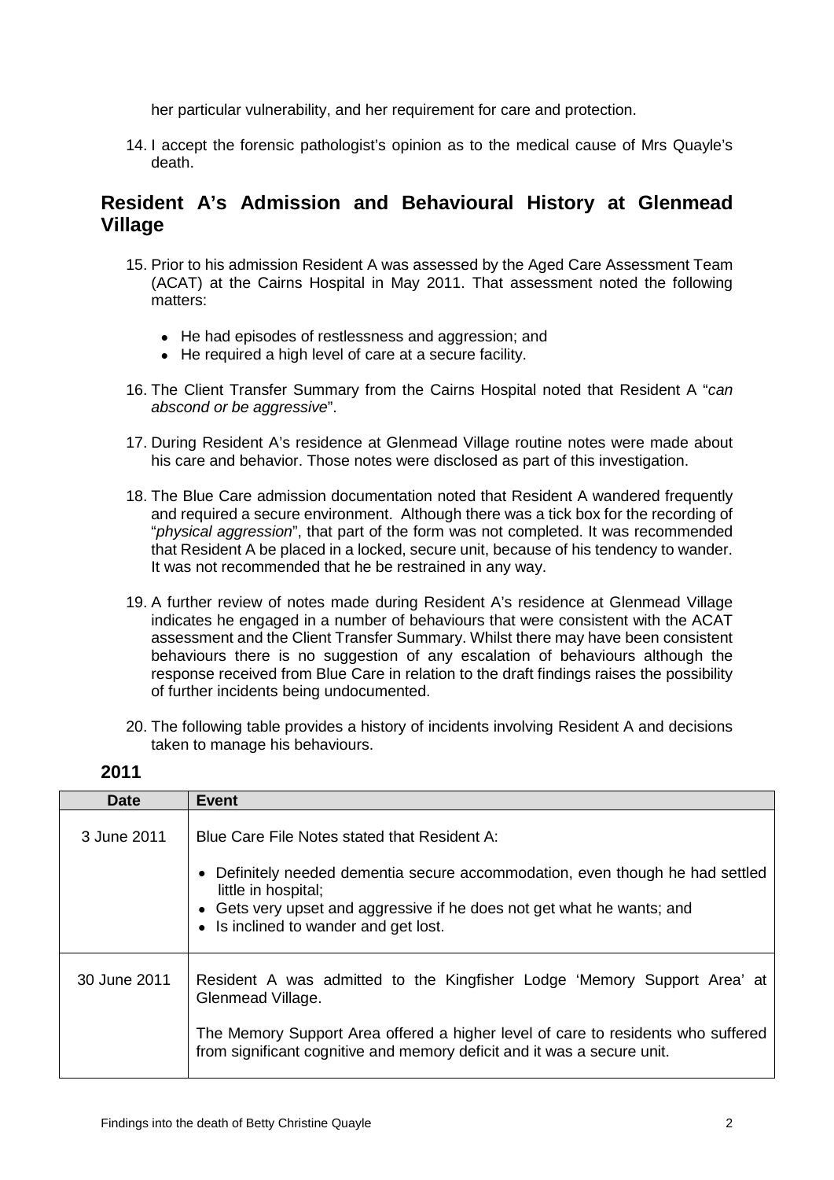her particular vulnerability, and her requirement for care and protection.

14. I accept the forensic pathologist's opinion as to the medical cause of Mrs Quayle's death.

## Resident A's Admission and Behavioural History at Glenmead Village

15. Prior to his admission Resident A was assessed by the Aged Care Assessment Team (ACAT) at the Cairns Hospital in May 2011. That assessment noted the following matters:

   - He had episodes of restlessness and aggression; and
   - He required a high level of care at a secure facility.

16. The Client Transfer Summary from the Cairns Hospital noted that Resident A "*can abscond or be aggressive*".

17. During Resident A's residence at Glenmead Village routine notes were made about his care and behavior. Those notes were disclosed as part of this investigation.

18. The Blue Care admission documentation noted that Resident A wandered frequently and required a secure environment. Although there was a tick box for the recording of "*physical aggression*", that part of the form was not completed. It was recommended that Resident A be placed in a locked, secure unit, because of his tendency to wander. It was not recommended that he be restrained in any way.

19. A further review of notes made during Resident A's residence at Glenmead Village indicates he engaged in a number of behaviours that were consistent with the ACAT assessment and the Client Transfer Summary. Whilst there may have been consistent behaviours there is no suggestion of any escalation of behaviours although the response received from Blue Care in relation to the draft findings raises the possibility of further incidents being undocumented.

20. The following table provides a history of incidents involving Resident A and decisions taken to manage his behaviours.

### 2011

| Date | Event |
|---|---|
| 3 June 2011 | Blue Care File Notes stated that Resident A:<br>• Definitely needed dementia secure accommodation, even though he had settled little in hospital;<br>• Gets very upset and aggressive if he does not get what he wants; and<br>• Is inclined to wander and get lost. |
| 30 June 2011 | Resident A was admitted to the Kingfisher Lodge 'Memory Support Area' at Glenmead Village.<br>The Memory Support Area offered a higher level of care to residents who suffered from significant cognitive and memory deficit and it was a secure unit. |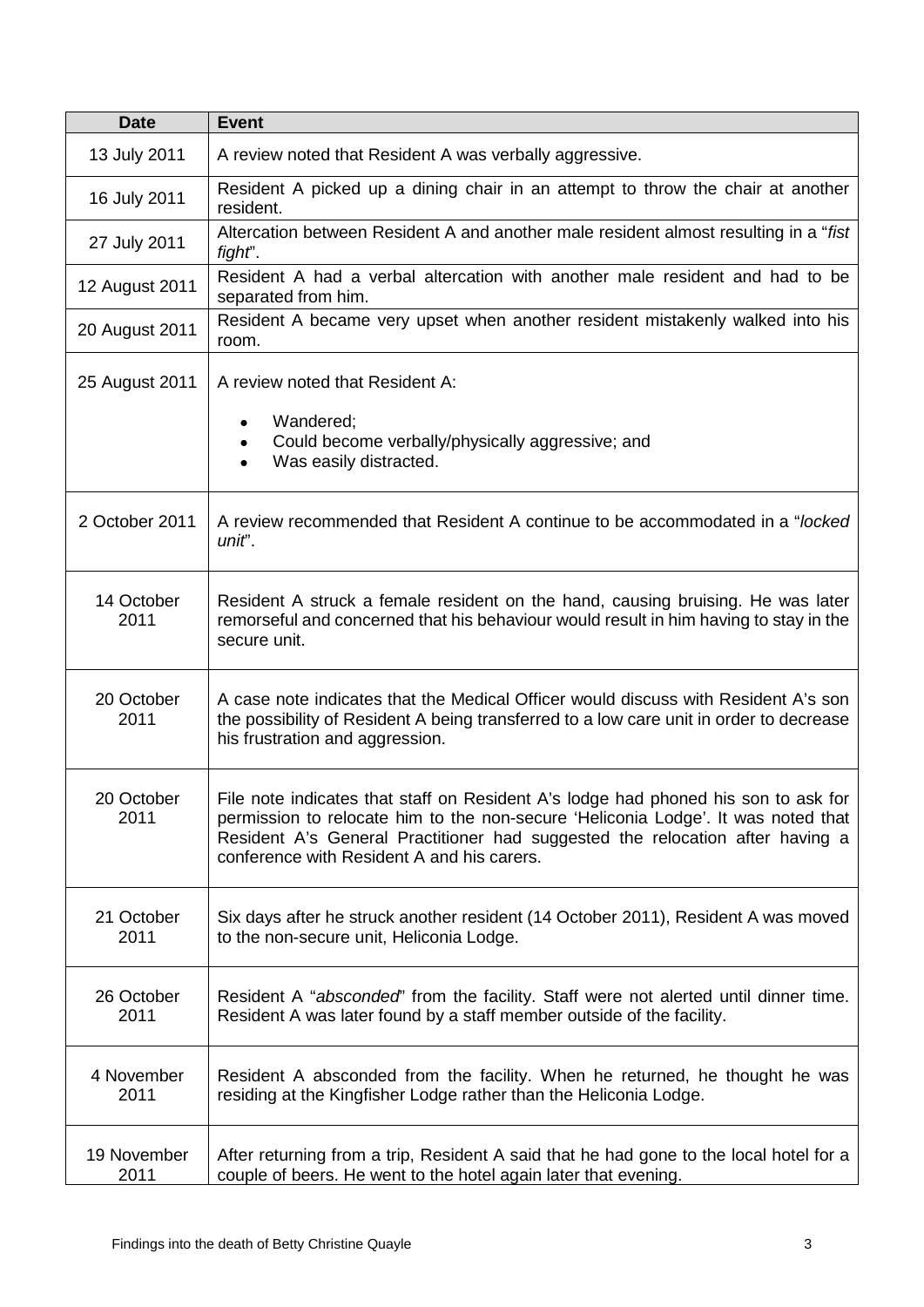| Date | Event |
|---|---|
| 13 July 2011 | A review noted that Resident A was verbally aggressive. |
| 16 July 2011 | Resident A picked up a dining chair in an attempt to throw the chair at another resident. |
| 27 July 2011 | Altercation between Resident A and another male resident almost resulting in a "*fist fight*". |
| 12 August 2011 | Resident A had a verbal altercation with another male resident and had to be separated from him. |
| 20 August 2011 | Resident A became very upset when another resident mistakenly walked into his room. |
| 25 August 2011 | A review noted that Resident A: <br>• Wandered; <br>• Could become verbally/physically aggressive; and <br>• Was easily distracted. |
| 2 October 2011 | A review recommended that Resident A continue to be accommodated in a "*locked unit*". |
| 14 October 2011 | Resident A struck a female resident on the hand, causing bruising. He was later remorseful and concerned that his behaviour would result in him having to stay in the secure unit. |
| 20 October 2011 | A case note indicates that the Medical Officer would discuss with Resident A's son the possibility of Resident A being transferred to a low care unit in order to decrease his frustration and aggression. |
| 20 October 2011 | File note indicates that staff on Resident A's lodge had phoned his son to ask for permission to relocate him to the non-secure 'Heliconia Lodge'. It was noted that Resident A's General Practitioner had suggested the relocation after having a conference with Resident A and his carers. |
| 21 October 2011 | Six days after he struck another resident (14 October 2011), Resident A was moved to the non-secure unit, Heliconia Lodge. |
| 26 October 2011 | Resident A "*absconded*" from the facility. Staff were not alerted until dinner time. Resident A was later found by a staff member outside of the facility. |
| 4 November 2011 | Resident A absconded from the facility. When he returned, he thought he was residing at the Kingfisher Lodge rather than the Heliconia Lodge. |
| 19 November 2011 | After returning from a trip, Resident A said that he had gone to the local hotel for a couple of beers. He went to the hotel again later that evening. |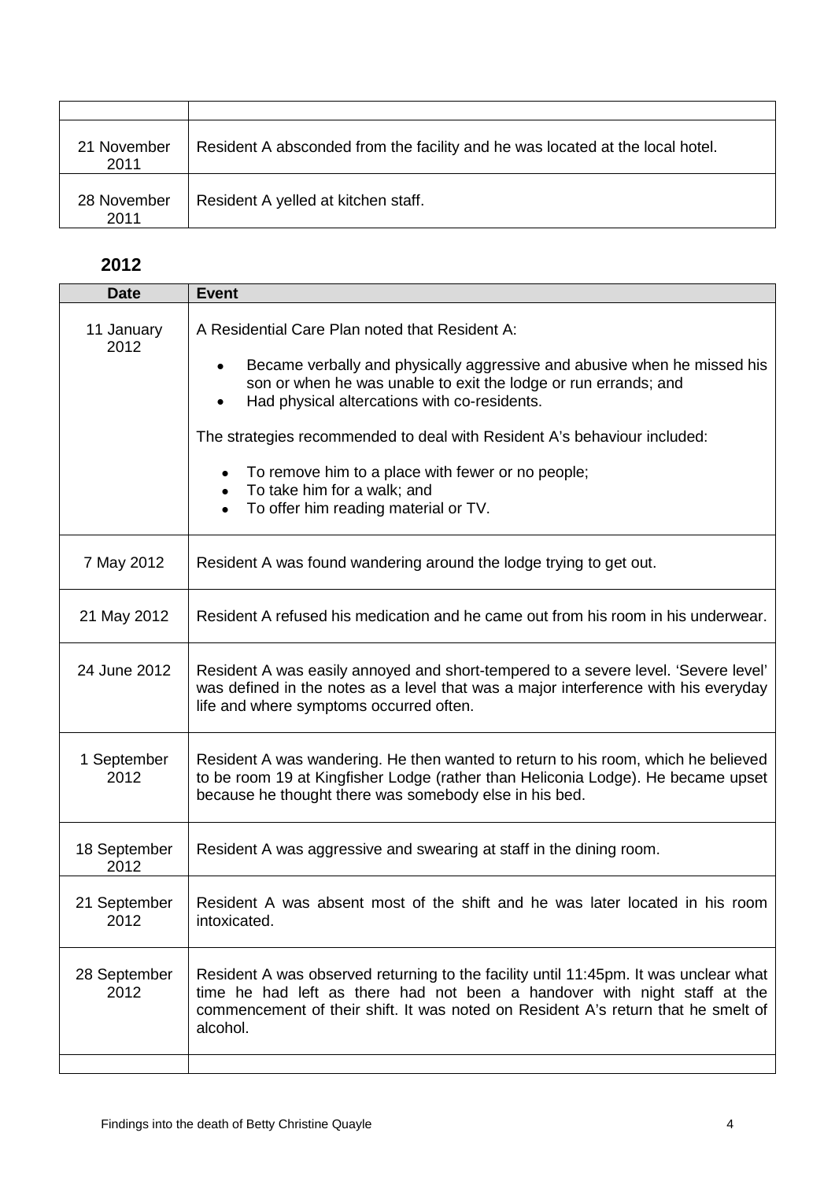| | |
|---|---|
| 21 November 2011 | Resident A absconded from the facility and he was located at the local hotel. |
| 28 November 2011 | Resident A yelled at kitchen staff. |

## 2012

| Date | Event |
|---|---|
| 11 January 2012 | A Residential Care Plan noted that Resident A:<br>• Became verbally and physically aggressive and abusive when he missed his son or when he was unable to exit the lodge or run errands; and<br>• Had physical altercations with co-residents.<br><br>The strategies recommended to deal with Resident A's behaviour included:<br>• To remove him to a place with fewer or no people;<br>• To take him for a walk; and<br>• To offer him reading material or TV. |
| 7 May 2012 | Resident A was found wandering around the lodge trying to get out. |
| 21 May 2012 | Resident A refused his medication and he came out from his room in his underwear. |
| 24 June 2012 | Resident A was easily annoyed and short-tempered to a severe level. 'Severe level' was defined in the notes as a level that was a major interference with his everyday life and where symptoms occurred often. |
| 1 September 2012 | Resident A was wandering. He then wanted to return to his room, which he believed to be room 19 at Kingfisher Lodge (rather than Heliconia Lodge). He became upset because he thought there was somebody else in his bed. |
| 18 September 2012 | Resident A was aggressive and swearing at staff in the dining room. |
| 21 September 2012 | Resident A was absent most of the shift and he was later located in his room intoxicated. |
| 28 September 2012 | Resident A was observed returning to the facility until 11:45pm. It was unclear what time he had left as there had not been a handover with night staff at the commencement of their shift. It was noted on Resident A's return that he smelt of alcohol. |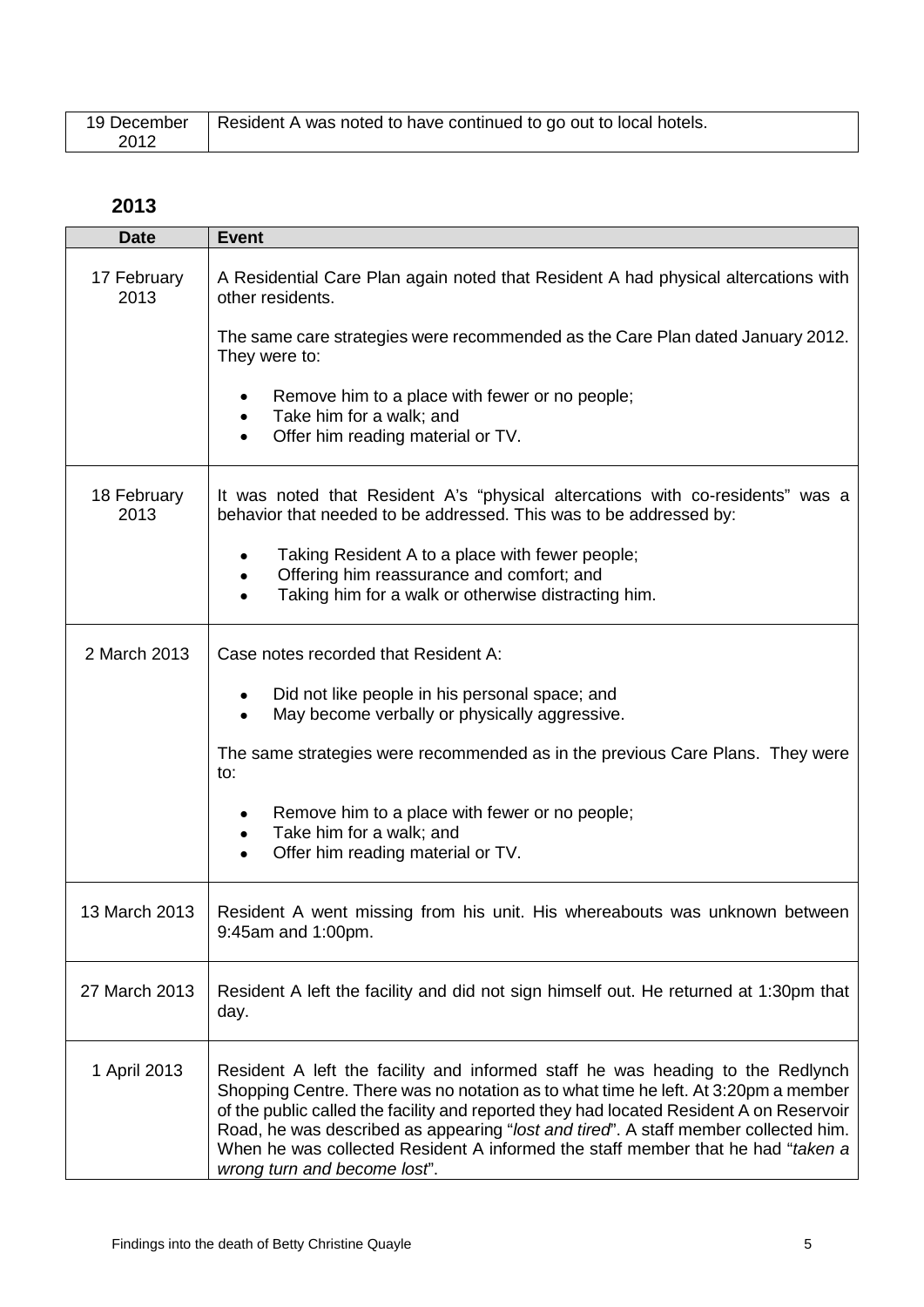| | |
|---|---|
| 19 December 2012 | Resident A was noted to have continued to go out to local hotels. |

## 2013

| Date | Event |
|---|---|
| 17 February 2013 | A Residential Care Plan again noted that Resident A had physical altercations with other residents.<br><br>The same care strategies were recommended as the Care Plan dated January 2012. They were to:<br><br>• Remove him to a place with fewer or no people;<br>• Take him for a walk; and<br>• Offer him reading material or TV. |
| 18 February 2013 | It was noted that Resident A's "physical altercations with co-residents" was a behavior that needed to be addressed. This was to be addressed by:<br><br>• Taking Resident A to a place with fewer people;<br>• Offering him reassurance and comfort; and<br>• Taking him for a walk or otherwise distracting him. |
| 2 March 2013 | Case notes recorded that Resident A:<br><br>• Did not like people in his personal space; and<br>• May become verbally or physically aggressive.<br><br>The same strategies were recommended as in the previous Care Plans. They were to:<br><br>• Remove him to a place with fewer or no people;<br>• Take him for a walk; and<br>• Offer him reading material or TV. |
| 13 March 2013 | Resident A went missing from his unit. His whereabouts was unknown between 9:45am and 1:00pm. |
| 27 March 2013 | Resident A left the facility and did not sign himself out. He returned at 1:30pm that day. |
| 1 April 2013 | Resident A left the facility and informed staff he was heading to the Redlynch Shopping Centre. There was no notation as to what time he left. At 3:20pm a member of the public called the facility and reported they had located Resident A on Reservoir Road, he was described as appearing "*lost and tired*". A staff member collected him. When he was collected Resident A informed the staff member that he had "*taken a wrong turn and become lost*". |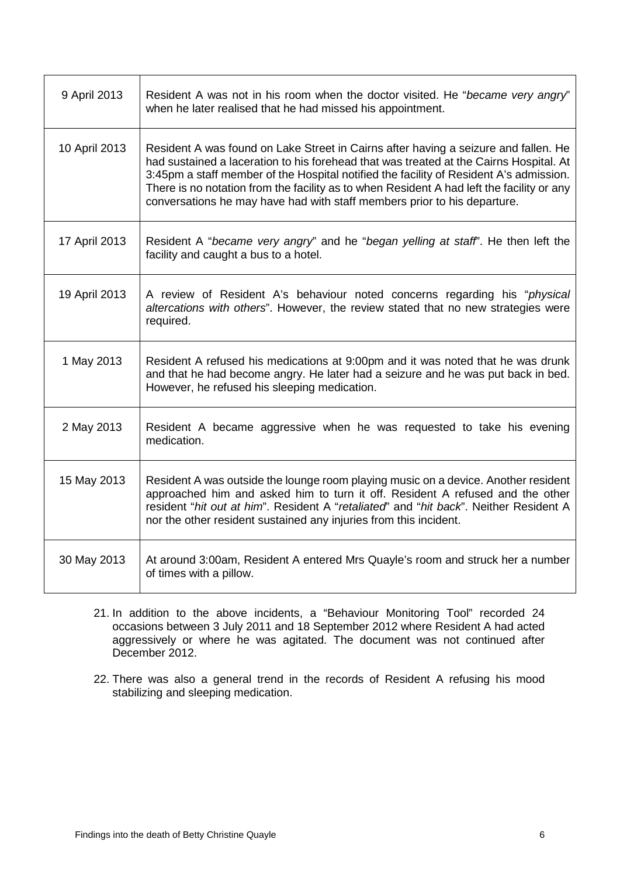| | |
|---|---|
| 9 April 2013 | Resident A was not in his room when the doctor visited. He "*became very angry*" when he later realised that he had missed his appointment. |
| 10 April 2013 | Resident A was found on Lake Street in Cairns after having a seizure and fallen. He had sustained a laceration to his forehead that was treated at the Cairns Hospital. At 3:45pm a staff member of the Hospital notified the facility of Resident A's admission. There is no notation from the facility as to when Resident A had left the facility or any conversations he may have had with staff members prior to his departure. |
| 17 April 2013 | Resident A "*became very angry*" and he "*began yelling at staff*". He then left the facility and caught a bus to a hotel. |
| 19 April 2013 | A review of Resident A's behaviour noted concerns regarding his "*physical altercations with others*". However, the review stated that no new strategies were required. |
| 1 May 2013 | Resident A refused his medications at 9:00pm and it was noted that he was drunk and that he had become angry. He later had a seizure and he was put back in bed. However, he refused his sleeping medication. |
| 2 May 2013 | Resident A became aggressive when he was requested to take his evening medication. |
| 15 May 2013 | Resident A was outside the lounge room playing music on a device. Another resident approached him and asked him to turn it off. Resident A refused and the other resident "*hit out at him*". Resident A "*retaliated*" and "*hit back*". Neither Resident A nor the other resident sustained any injuries from this incident. |
| 30 May 2013 | At around 3:00am, Resident A entered Mrs Quayle's room and struck her a number of times with a pillow. |

21. In addition to the above incidents, a "Behaviour Monitoring Tool" recorded 24 occasions between 3 July 2011 and 18 September 2012 where Resident A had acted aggressively or where he was agitated. The document was not continued after December 2012.

22. There was also a general trend in the records of Resident A refusing his mood stabilizing and sleeping medication.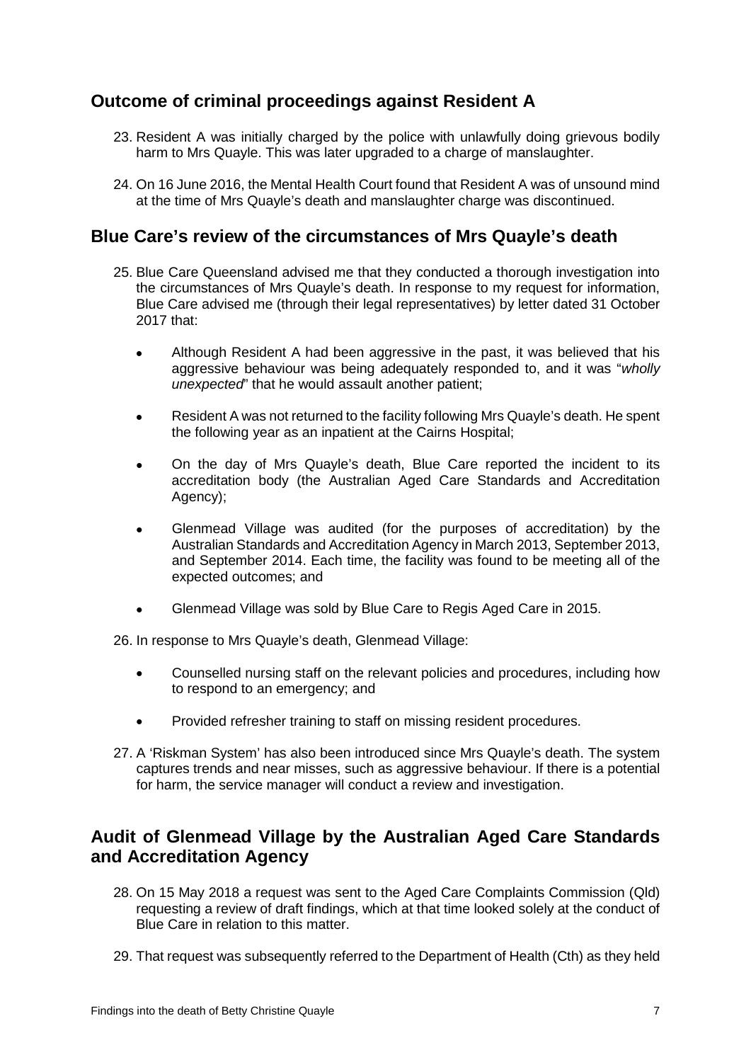## Outcome of criminal proceedings against Resident A

23. Resident A was initially charged by the police with unlawfully doing grievous bodily harm to Mrs Quayle. This was later upgraded to a charge of manslaughter.

24. On 16 June 2016, the Mental Health Court found that Resident A was of unsound mind at the time of Mrs Quayle's death and manslaughter charge was discontinued.

## Blue Care's review of the circumstances of Mrs Quayle's death

25. Blue Care Queensland advised me that they conducted a thorough investigation into the circumstances of Mrs Quayle's death. In response to my request for information, Blue Care advised me (through their legal representatives) by letter dated 31 October 2017 that:

    - Although Resident A had been aggressive in the past, it was believed that his aggressive behaviour was being adequately responded to, and it was "*wholly unexpected*" that he would assault another patient;
    - Resident A was not returned to the facility following Mrs Quayle's death. He spent the following year as an inpatient at the Cairns Hospital;
    - On the day of Mrs Quayle's death, Blue Care reported the incident to its accreditation body (the Australian Aged Care Standards and Accreditation Agency);
    - Glenmead Village was audited (for the purposes of accreditation) by the Australian Standards and Accreditation Agency in March 2013, September 2013, and September 2014. Each time, the facility was found to be meeting all of the expected outcomes; and
    - Glenmead Village was sold by Blue Care to Regis Aged Care in 2015.

26. In response to Mrs Quayle's death, Glenmead Village:

    - Counselled nursing staff on the relevant policies and procedures, including how to respond to an emergency; and
    - Provided refresher training to staff on missing resident procedures.

27. A 'Riskman System' has also been introduced since Mrs Quayle's death. The system captures trends and near misses, such as aggressive behaviour. If there is a potential for harm, the service manager will conduct a review and investigation.

## Audit of Glenmead Village by the Australian Aged Care Standards and Accreditation Agency

28. On 15 May 2018 a request was sent to the Aged Care Complaints Commission (Qld) requesting a review of draft findings, which at that time looked solely at the conduct of Blue Care in relation to this matter.

29. That request was subsequently referred to the Department of Health (Cth) as they held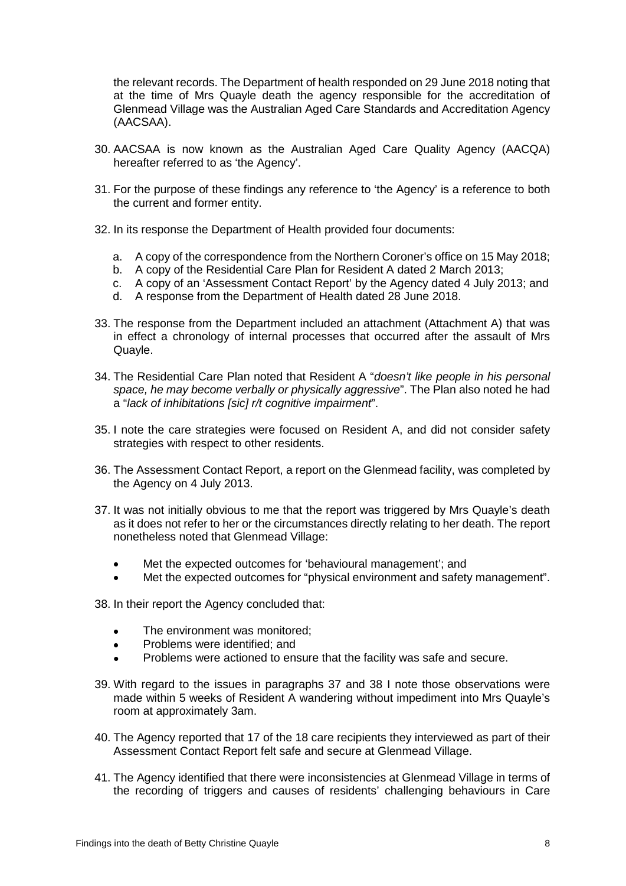the relevant records. The Department of health responded on 29 June 2018 noting that at the time of Mrs Quayle death the agency responsible for the accreditation of Glenmead Village was the Australian Aged Care Standards and Accreditation Agency (AACSAA).

30. AACSAA is now known as the Australian Aged Care Quality Agency (AACQA) hereafter referred to as 'the Agency'.

31. For the purpose of these findings any reference to 'the Agency' is a reference to both the current and former entity.

32. In its response the Department of Health provided four documents:

    a. A copy of the correspondence from the Northern Coroner's office on 15 May 2018;
    b. A copy of the Residential Care Plan for Resident A dated 2 March 2013;
    c. A copy of an 'Assessment Contact Report' by the Agency dated 4 July 2013; and
    d. A response from the Department of Health dated 28 June 2018.

33. The response from the Department included an attachment (Attachment A) that was in effect a chronology of internal processes that occurred after the assault of Mrs Quayle.

34. The Residential Care Plan noted that Resident A "*doesn't like people in his personal space, he may become verbally or physically aggressive*". The Plan also noted he had a "*lack of inhibitations [sic] r/t cognitive impairment*".

35. I note the care strategies were focused on Resident A, and did not consider safety strategies with respect to other residents.

36. The Assessment Contact Report, a report on the Glenmead facility, was completed by the Agency on 4 July 2013.

37. It was not initially obvious to me that the report was triggered by Mrs Quayle's death as it does not refer to her or the circumstances directly relating to her death. The report nonetheless noted that Glenmead Village:

    - Met the expected outcomes for 'behavioural management'; and
    - Met the expected outcomes for "physical environment and safety management".

38. In their report the Agency concluded that:

    - The environment was monitored;
    - Problems were identified; and
    - Problems were actioned to ensure that the facility was safe and secure.

39. With regard to the issues in paragraphs 37 and 38 I note those observations were made within 5 weeks of Resident A wandering without impediment into Mrs Quayle's room at approximately 3am.

40. The Agency reported that 17 of the 18 care recipients they interviewed as part of their Assessment Contact Report felt safe and secure at Glenmead Village.

41. The Agency identified that there were inconsistencies at Glenmead Village in terms of the recording of triggers and causes of residents' challenging behaviours in Care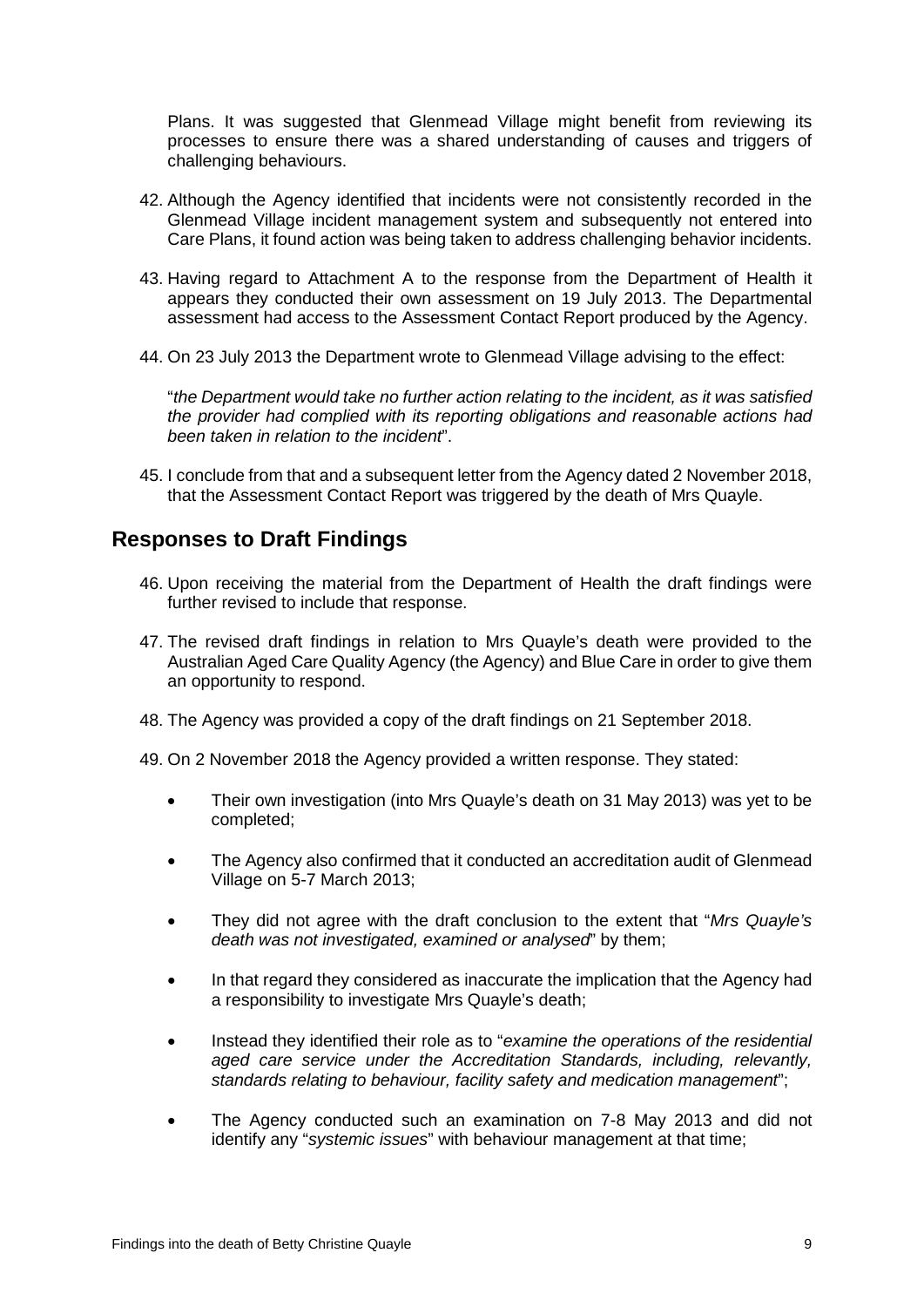Plans. It was suggested that Glenmead Village might benefit from reviewing its processes to ensure there was a shared understanding of causes and triggers of challenging behaviours.

42. Although the Agency identified that incidents were not consistently recorded in the Glenmead Village incident management system and subsequently not entered into Care Plans, it found action was being taken to address challenging behavior incidents.

43. Having regard to Attachment A to the response from the Department of Health it appears they conducted their own assessment on 19 July 2013. The Departmental assessment had access to the Assessment Contact Report produced by the Agency.

44. On 23 July 2013 the Department wrote to Glenmead Village advising to the effect:

    "*the Department would take no further action relating to the incident, as it was satisfied the provider had complied with its reporting obligations and reasonable actions had been taken in relation to the incident*".

45. I conclude from that and a subsequent letter from the Agency dated 2 November 2018, that the Assessment Contact Report was triggered by the death of Mrs Quayle.

## Responses to Draft Findings

46. Upon receiving the material from the Department of Health the draft findings were further revised to include that response.

47. The revised draft findings in relation to Mrs Quayle's death were provided to the Australian Aged Care Quality Agency (the Agency) and Blue Care in order to give them an opportunity to respond.

48. The Agency was provided a copy of the draft findings on 21 September 2018.

49. On 2 November 2018 the Agency provided a written response. They stated:

    - Their own investigation (into Mrs Quayle's death on 31 May 2013) was yet to be completed;
    - The Agency also confirmed that it conducted an accreditation audit of Glenmead Village on 5-7 March 2013;
    - They did not agree with the draft conclusion to the extent that "*Mrs Quayle's death was not investigated, examined or analysed*" by them;
    - In that regard they considered as inaccurate the implication that the Agency had a responsibility to investigate Mrs Quayle's death;
    - Instead they identified their role as to "*examine the operations of the residential aged care service under the Accreditation Standards, including, relevantly, standards relating to behaviour, facility safety and medication management*";
    - The Agency conducted such an examination on 7-8 May 2013 and did not identify any "*systemic issues*" with behaviour management at that time;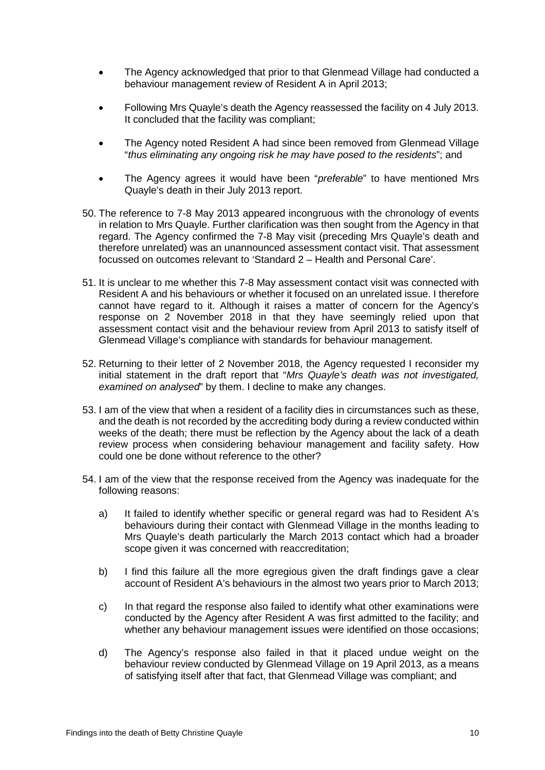- The Agency acknowledged that prior to that Glenmead Village had conducted a behaviour management review of Resident A in April 2013;

- Following Mrs Quayle's death the Agency reassessed the facility on 4 July 2013. It concluded that the facility was compliant;

- The Agency noted Resident A had since been removed from Glenmead Village "*thus eliminating any ongoing risk he may have posed to the residents*"; and

- The Agency agrees it would have been "*preferable*" to have mentioned Mrs Quayle's death in their July 2013 report.

50. The reference to 7-8 May 2013 appeared incongruous with the chronology of events in relation to Mrs Quayle. Further clarification was then sought from the Agency in that regard. The Agency confirmed the 7-8 May visit (preceding Mrs Quayle's death and therefore unrelated) was an unannounced assessment contact visit. That assessment focussed on outcomes relevant to 'Standard 2 – Health and Personal Care'.

51. It is unclear to me whether this 7-8 May assessment contact visit was connected with Resident A and his behaviours or whether it focused on an unrelated issue. I therefore cannot have regard to it. Although it raises a matter of concern for the Agency's response on 2 November 2018 in that they have seemingly relied upon that assessment contact visit and the behaviour review from April 2013 to satisfy itself of Glenmead Village's compliance with standards for behaviour management.

52. Returning to their letter of 2 November 2018, the Agency requested I reconsider my initial statement in the draft report that "*Mrs Quayle's death was not investigated, examined on analysed*" by them. I decline to make any changes.

53. I am of the view that when a resident of a facility dies in circumstances such as these, and the death is not recorded by the accrediting body during a review conducted within weeks of the death; there must be reflection by the Agency about the lack of a death review process when considering behaviour management and facility safety. How could one be done without reference to the other?

54. I am of the view that the response received from the Agency was inadequate for the following reasons:

    a) It failed to identify whether specific or general regard was had to Resident A's behaviours during their contact with Glenmead Village in the months leading to Mrs Quayle's death particularly the March 2013 contact which had a broader scope given it was concerned with reaccreditation;

    b) I find this failure all the more egregious given the draft findings gave a clear account of Resident A's behaviours in the almost two years prior to March 2013;

    c) In that regard the response also failed to identify what other examinations were conducted by the Agency after Resident A was first admitted to the facility; and whether any behaviour management issues were identified on those occasions;

    d) The Agency's response also failed in that it placed undue weight on the behaviour review conducted by Glenmead Village on 19 April 2013, as a means of satisfying itself after that fact, that Glenmead Village was compliant; and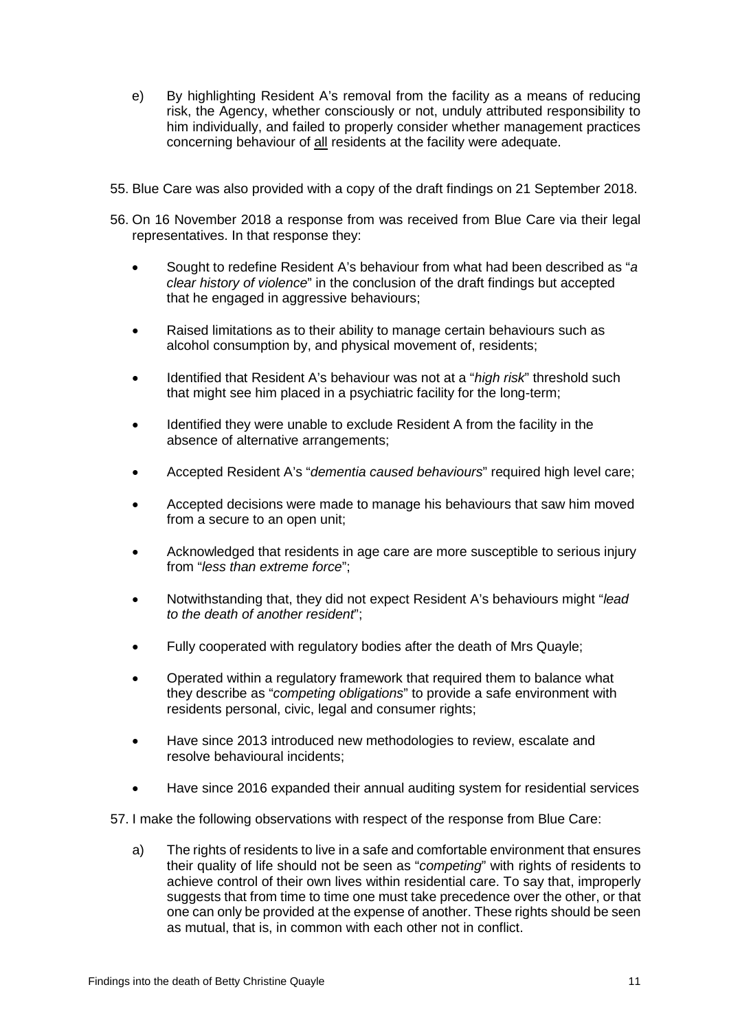e) By highlighting Resident A's removal from the facility as a means of reducing risk, the Agency, whether consciously or not, unduly attributed responsibility to him individually, and failed to properly consider whether management practices concerning behaviour of <u>all</u> residents at the facility were adequate.

55. Blue Care was also provided with a copy of the draft findings on 21 September 2018.

56. On 16 November 2018 a response from was received from Blue Care via their legal representatives. In that response they:

- Sought to redefine Resident A's behaviour from what had been described as "*a clear history of violence*" in the conclusion of the draft findings but accepted that he engaged in aggressive behaviours;
- Raised limitations as to their ability to manage certain behaviours such as alcohol consumption by, and physical movement of, residents;
- Identified that Resident A's behaviour was not at a "*high risk*" threshold such that might see him placed in a psychiatric facility for the long-term;
- Identified they were unable to exclude Resident A from the facility in the absence of alternative arrangements;
- Accepted Resident A's "*dementia caused behaviours*" required high level care;
- Accepted decisions were made to manage his behaviours that saw him moved from a secure to an open unit;
- Acknowledged that residents in age care are more susceptible to serious injury from "*less than extreme force*";
- Notwithstanding that, they did not expect Resident A's behaviours might "*lead to the death of another resident*";
- Fully cooperated with regulatory bodies after the death of Mrs Quayle;
- Operated within a regulatory framework that required them to balance what they describe as "*competing obligations*" to provide a safe environment with residents personal, civic, legal and consumer rights;
- Have since 2013 introduced new methodologies to review, escalate and resolve behavioural incidents;
- Have since 2016 expanded their annual auditing system for residential services

57. I make the following observations with respect of the response from Blue Care:

a) The rights of residents to live in a safe and comfortable environment that ensures their quality of life should not be seen as "*competing*" with rights of residents to achieve control of their own lives within residential care. To say that, improperly suggests that from time to time one must take precedence over the other, or that one can only be provided at the expense of another. These rights should be seen as mutual, that is, in common with each other not in conflict.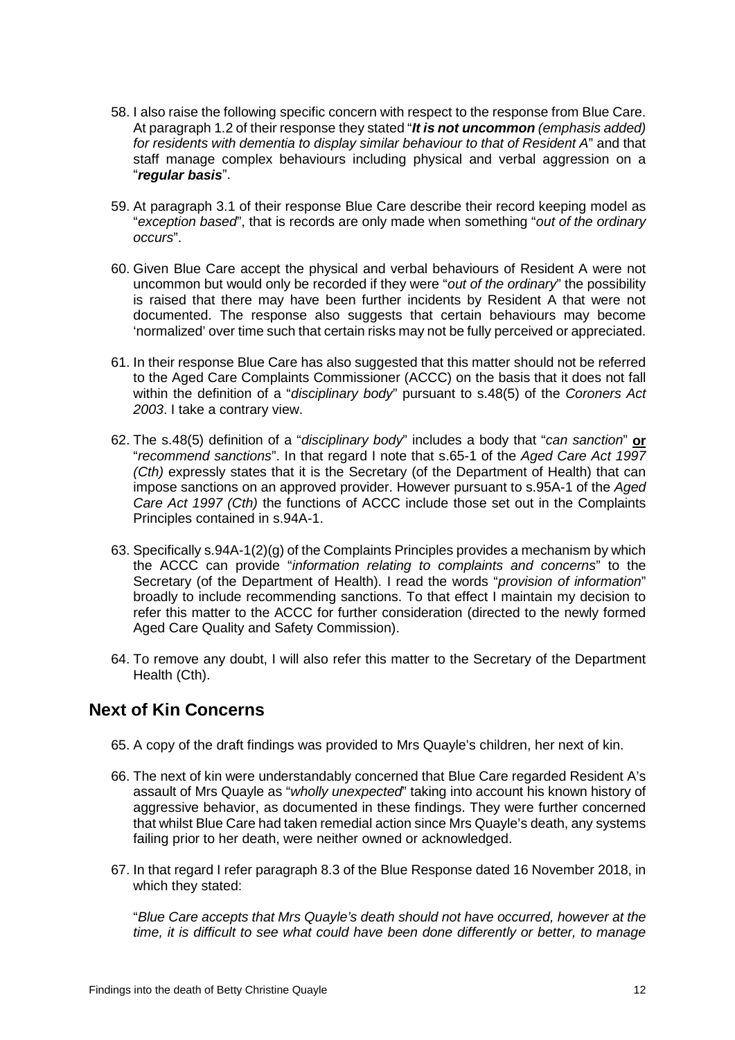58. I also raise the following specific concern with respect to the response from Blue Care. At paragraph 1.2 of their response they stated "***It is not uncommon*** *(emphasis added) for residents with dementia to display similar behaviour to that of Resident A*" and that staff manage complex behaviours including physical and verbal aggression on a "***regular basis***".

59. At paragraph 3.1 of their response Blue Care describe their record keeping model as "*exception based*", that is records are only made when something "*out of the ordinary occurs*".

60. Given Blue Care accept the physical and verbal behaviours of Resident A were not uncommon but would only be recorded if they were "*out of the ordinary*" the possibility is raised that there may have been further incidents by Resident A that were not documented. The response also suggests that certain behaviours may become 'normalized' over time such that certain risks may not be fully perceived or appreciated.

61. In their response Blue Care has also suggested that this matter should not be referred to the Aged Care Complaints Commissioner (ACCC) on the basis that it does not fall within the definition of a "*disciplinary body*" pursuant to s.48(5) of the *Coroners Act 2003*. I take a contrary view.

62. The s.48(5) definition of a "*disciplinary body*" includes a body that "*can sanction*" **or** "*recommend sanctions*". In that regard I note that s.65-1 of the *Aged Care Act 1997 (Cth)* expressly states that it is the Secretary (of the Department of Health) that can impose sanctions on an approved provider. However pursuant to s.95A-1 of the *Aged Care Act 1997 (Cth)* the functions of ACCC include those set out in the Complaints Principles contained in s.94A-1.

63. Specifically s.94A-1(2)(g) of the Complaints Principles provides a mechanism by which the ACCC can provide "*information relating to complaints and concerns*" to the Secretary (of the Department of Health). I read the words "*provision of information*" broadly to include recommending sanctions. To that effect I maintain my decision to refer this matter to the ACCC for further consideration (directed to the newly formed Aged Care Quality and Safety Commission).

64. To remove any doubt, I will also refer this matter to the Secretary of the Department Health (Cth).

## Next of Kin Concerns

65. A copy of the draft findings was provided to Mrs Quayle's children, her next of kin.

66. The next of kin were understandably concerned that Blue Care regarded Resident A's assault of Mrs Quayle as "*wholly unexpected*" taking into account his known history of aggressive behavior, as documented in these findings. They were further concerned that whilst Blue Care had taken remedial action since Mrs Quayle's death, any systems failing prior to her death, were neither owned or acknowledged.

67. In that regard I refer paragraph 8.3 of the Blue Response dated 16 November 2018, in which they stated:

"*Blue Care accepts that Mrs Quayle's death should not have occurred, however at the time, it is difficult to see what could have been done differently or better, to manage*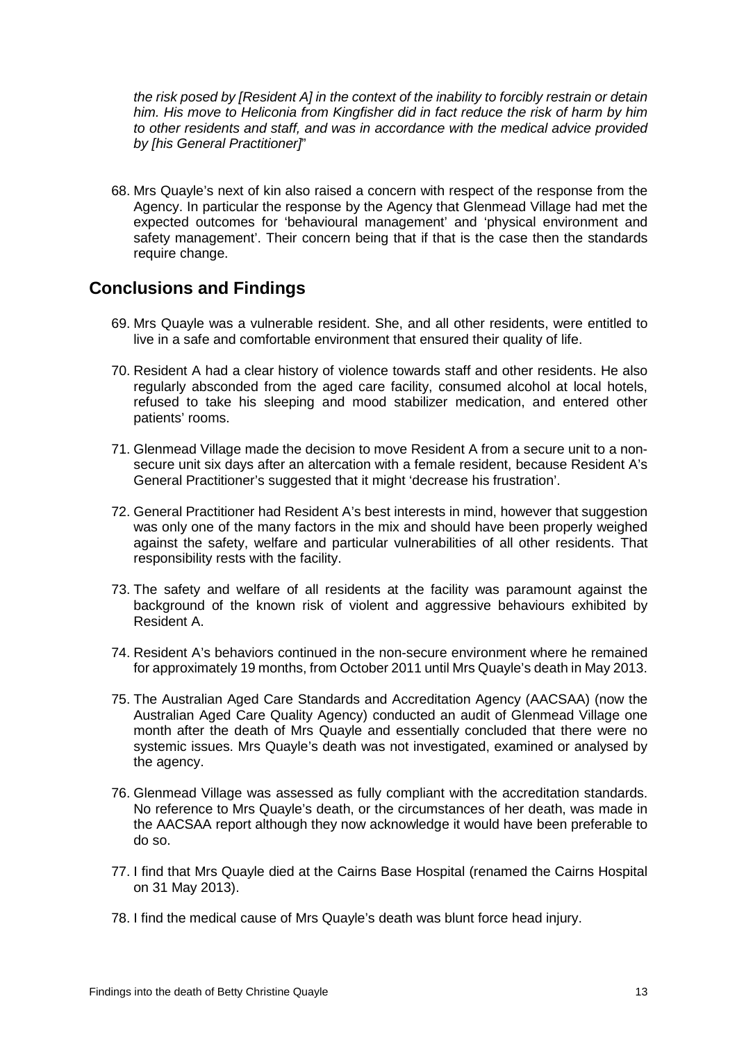*the risk posed by [Resident A] in the context of the inability to forcibly restrain or detain him. His move to Heliconia from Kingfisher did in fact reduce the risk of harm by him to other residents and staff, and was in accordance with the medical advice provided by [his General Practitioner]*"

68. Mrs Quayle's next of kin also raised a concern with respect of the response from the Agency. In particular the response by the Agency that Glenmead Village had met the expected outcomes for 'behavioural management' and 'physical environment and safety management'. Their concern being that if that is the case then the standards require change.

## Conclusions and Findings

69. Mrs Quayle was a vulnerable resident. She, and all other residents, were entitled to live in a safe and comfortable environment that ensured their quality of life.

70. Resident A had a clear history of violence towards staff and other residents. He also regularly absconded from the aged care facility, consumed alcohol at local hotels, refused to take his sleeping and mood stabilizer medication, and entered other patients' rooms.

71. Glenmead Village made the decision to move Resident A from a secure unit to a non-secure unit six days after an altercation with a female resident, because Resident A's General Practitioner's suggested that it might 'decrease his frustration'.

72. General Practitioner had Resident A's best interests in mind, however that suggestion was only one of the many factors in the mix and should have been properly weighed against the safety, welfare and particular vulnerabilities of all other residents. That responsibility rests with the facility.

73. The safety and welfare of all residents at the facility was paramount against the background of the known risk of violent and aggressive behaviours exhibited by Resident A.

74. Resident A's behaviors continued in the non-secure environment where he remained for approximately 19 months, from October 2011 until Mrs Quayle's death in May 2013.

75. The Australian Aged Care Standards and Accreditation Agency (AACSAA) (now the Australian Aged Care Quality Agency) conducted an audit of Glenmead Village one month after the death of Mrs Quayle and essentially concluded that there were no systemic issues. Mrs Quayle's death was not investigated, examined or analysed by the agency.

76. Glenmead Village was assessed as fully compliant with the accreditation standards. No reference to Mrs Quayle's death, or the circumstances of her death, was made in the AACSAA report although they now acknowledge it would have been preferable to do so.

77. I find that Mrs Quayle died at the Cairns Base Hospital (renamed the Cairns Hospital on 31 May 2013).

78. I find the medical cause of Mrs Quayle's death was blunt force head injury.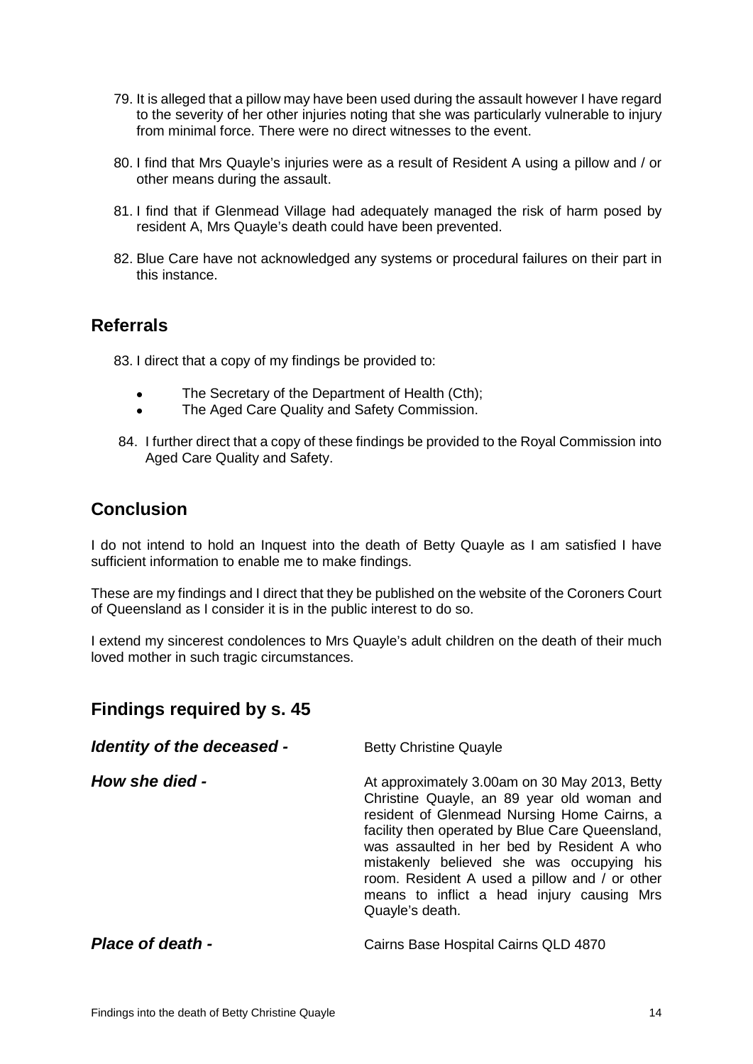79. It is alleged that a pillow may have been used during the assault however I have regard to the severity of her other injuries noting that she was particularly vulnerable to injury from minimal force. There were no direct witnesses to the event.

80. I find that Mrs Quayle's injuries were as a result of Resident A using a pillow and / or other means during the assault.

81. I find that if Glenmead Village had adequately managed the risk of harm posed by resident A, Mrs Quayle's death could have been prevented.

82. Blue Care have not acknowledged any systems or procedural failures on their part in this instance.

## Referrals

83. I direct that a copy of my findings be provided to:

- The Secretary of the Department of Health (Cth);
- The Aged Care Quality and Safety Commission.

84. I further direct that a copy of these findings be provided to the Royal Commission into Aged Care Quality and Safety.

## Conclusion

I do not intend to hold an Inquest into the death of Betty Quayle as I am satisfied I have sufficient information to enable me to make findings.

These are my findings and I direct that they be published on the website of the Coroners Court of Queensland as I consider it is in the public interest to do so.

I extend my sincerest condolences to Mrs Quayle's adult children on the death of their much loved mother in such tragic circumstances.

## Findings required by s. 45

| | |
|---|---|
| ***Identity of the deceased -*** | Betty Christine Quayle |
| ***How she died -*** | At approximately 3.00am on 30 May 2013, Betty Christine Quayle, an 89 year old woman and resident of Glenmead Nursing Home Cairns, a facility then operated by Blue Care Queensland, was assaulted in her bed by Resident A who mistakenly believed she was occupying his room. Resident A used a pillow and / or other means to inflict a head injury causing Mrs Quayle's death. |
| ***Place of death -*** | Cairns Base Hospital Cairns QLD 4870 |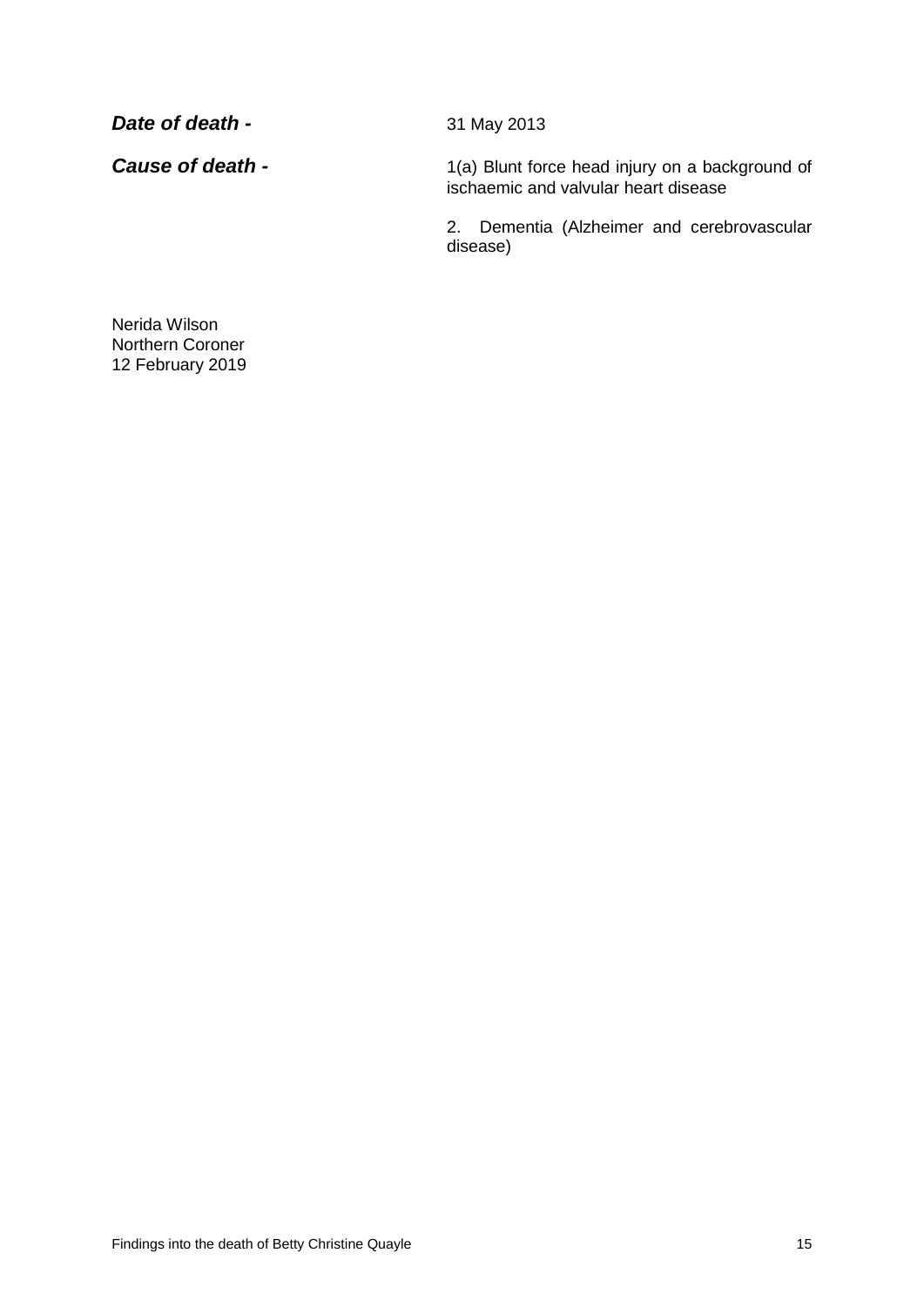***Date of death -*** 31 May 2013

***Cause of death -*** 1(a) Blunt force head injury on a background of ischaemic and valvular heart disease

2. Dementia (Alzheimer and cerebrovascular disease)

Nerida Wilson
Northern Coroner
12 February 2019